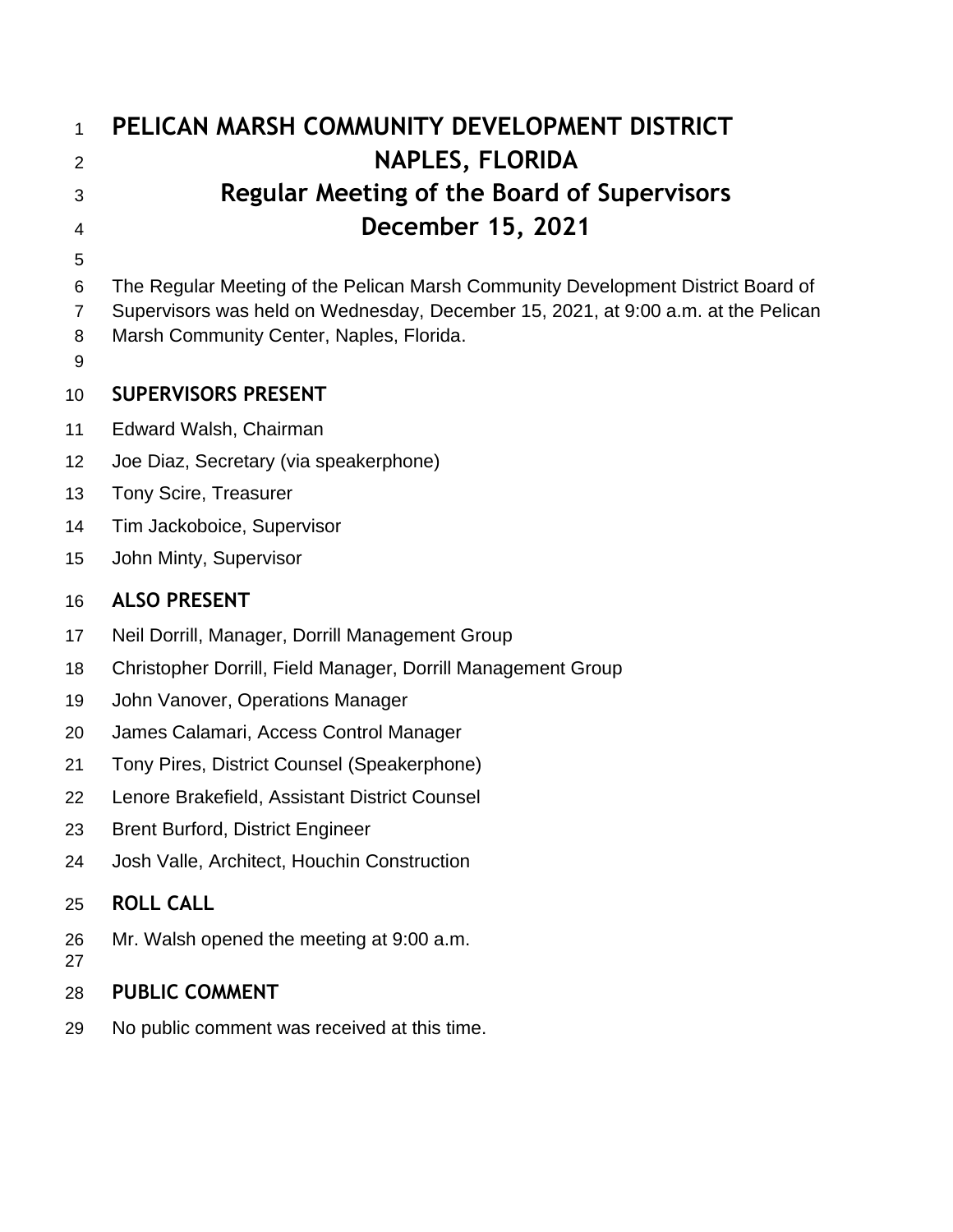# PELICAN MARSH COMMUNITY DEVELOPMENT DISTRICT
# NAPLES, FLORIDA
# Regular Meeting of the Board of Supervisors
# December 15, 2021

The Regular Meeting of the Pelican Marsh Community Development District Board of Supervisors was held on Wednesday, December 15, 2021, at 9:00 a.m. at the Pelican Marsh Community Center, Naples, Florida.

## SUPERVISORS PRESENT

Edward Walsh, Chairman
Joe Diaz, Secretary (via speakerphone)
Tony Scire, Treasurer
Tim Jackoboice, Supervisor
John Minty, Supervisor

## ALSO PRESENT

Neil Dorrill, Manager, Dorrill Management Group
Christopher Dorrill, Field Manager, Dorrill Management Group
John Vanover, Operations Manager
James Calamari, Access Control Manager
Tony Pires, District Counsel (Speakerphone)
Lenore Brakefield, Assistant District Counsel
Brent Burford, District Engineer
Josh Valle, Architect, Houchin Construction

## ROLL CALL

Mr. Walsh opened the meeting at 9:00 a.m.

## PUBLIC COMMENT

No public comment was received at this time.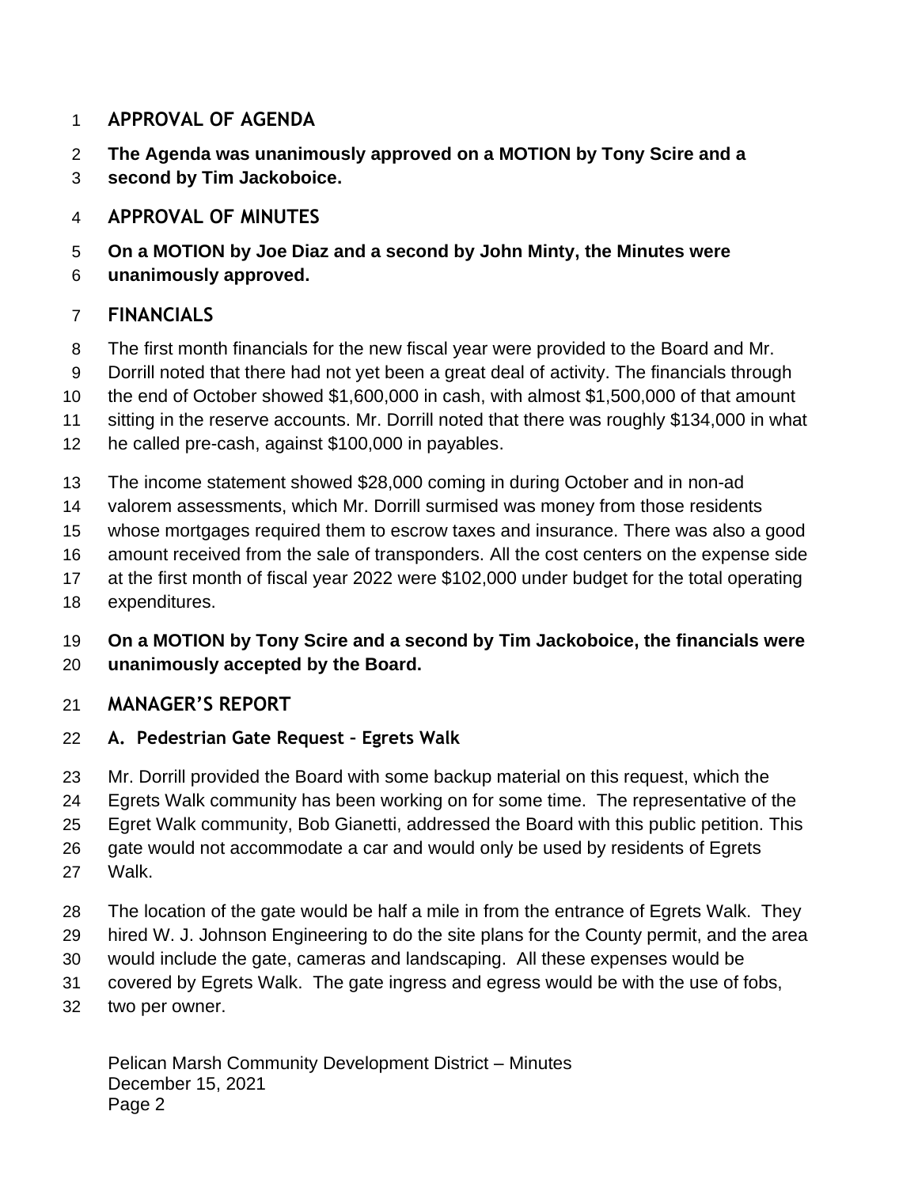## APPROVAL OF AGENDA

**The Agenda was unanimously approved on a MOTION by Tony Scire and a second by Tim Jackoboice.**

## APPROVAL OF MINUTES

**On a MOTION by Joe Diaz and a second by John Minty, the Minutes were unanimously approved.**

## FINANCIALS

The first month financials for the new fiscal year were provided to the Board and Mr. Dorrill noted that there had not yet been a great deal of activity. The financials through the end of October showed $1,600,000 in cash, with almost $1,500,000 of that amount sitting in the reserve accounts. Mr. Dorrill noted that there was roughly $134,000 in what he called pre-cash, against $100,000 in payables.

The income statement showed $28,000 coming in during October and in non-ad valorem assessments, which Mr. Dorrill surmised was money from those residents whose mortgages required them to escrow taxes and insurance. There was also a good amount received from the sale of transponders. All the cost centers on the expense side at the first month of fiscal year 2022 were $102,000 under budget for the total operating expenditures.

**On a MOTION by Tony Scire and a second by Tim Jackoboice, the financials were unanimously accepted by the Board.**

## MANAGER'S REPORT

### A. Pedestrian Gate Request – Egrets Walk

Mr. Dorrill provided the Board with some backup material on this request, which the Egrets Walk community has been working on for some time. The representative of the Egret Walk community, Bob Gianetti, addressed the Board with this public petition. This gate would not accommodate a car and would only be used by residents of Egrets Walk.

The location of the gate would be half a mile in from the entrance of Egrets Walk. They hired W. J. Johnson Engineering to do the site plans for the County permit, and the area would include the gate, cameras and landscaping. All these expenses would be covered by Egrets Walk. The gate ingress and egress would be with the use of fobs, two per owner.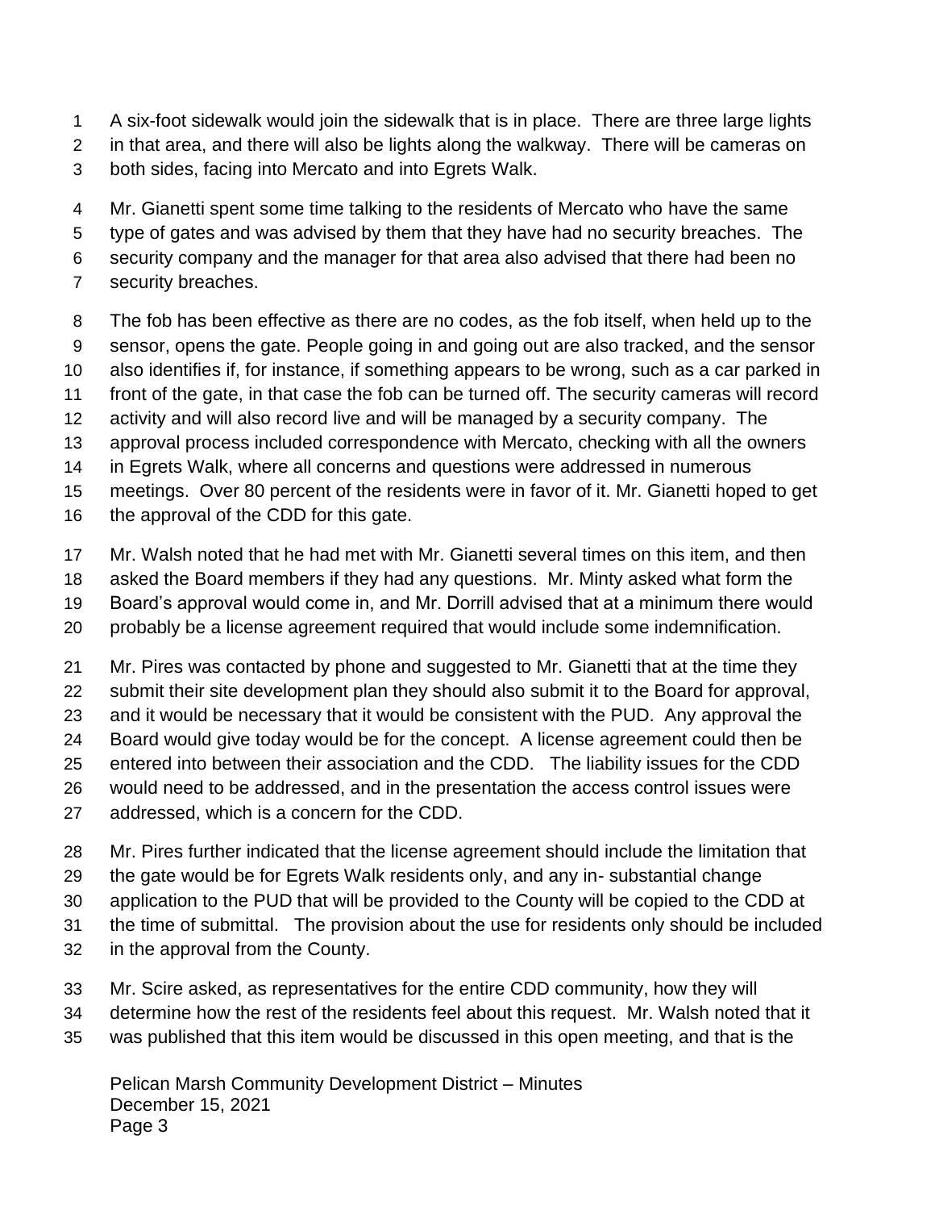A six-foot sidewalk would join the sidewalk that is in place. There are three large lights in that area, and there will also be lights along the walkway. There will be cameras on both sides, facing into Mercato and into Egrets Walk.

Mr. Gianetti spent some time talking to the residents of Mercato who have the same type of gates and was advised by them that they have had no security breaches. The security company and the manager for that area also advised that there had been no security breaches.

The fob has been effective as there are no codes, as the fob itself, when held up to the sensor, opens the gate. People going in and going out are also tracked, and the sensor also identifies if, for instance, if something appears to be wrong, such as a car parked in front of the gate, in that case the fob can be turned off. The security cameras will record activity and will also record live and will be managed by a security company. The approval process included correspondence with Mercato, checking with all the owners in Egrets Walk, where all concerns and questions were addressed in numerous meetings. Over 80 percent of the residents were in favor of it. Mr. Gianetti hoped to get the approval of the CDD for this gate.

Mr. Walsh noted that he had met with Mr. Gianetti several times on this item, and then asked the Board members if they had any questions. Mr. Minty asked what form the Board's approval would come in, and Mr. Dorrill advised that at a minimum there would probably be a license agreement required that would include some indemnification.

Mr. Pires was contacted by phone and suggested to Mr. Gianetti that at the time they submit their site development plan they should also submit it to the Board for approval, and it would be necessary that it would be consistent with the PUD. Any approval the Board would give today would be for the concept. A license agreement could then be entered into between their association and the CDD. The liability issues for the CDD would need to be addressed, and in the presentation the access control issues were addressed, which is a concern for the CDD.

Mr. Pires further indicated that the license agreement should include the limitation that the gate would be for Egrets Walk residents only, and any in- substantial change application to the PUD that will be provided to the County will be copied to the CDD at the time of submittal. The provision about the use for residents only should be included in the approval from the County.

Mr. Scire asked, as representatives for the entire CDD community, how they will determine how the rest of the residents feel about this request. Mr. Walsh noted that it was published that this item would be discussed in this open meeting, and that is the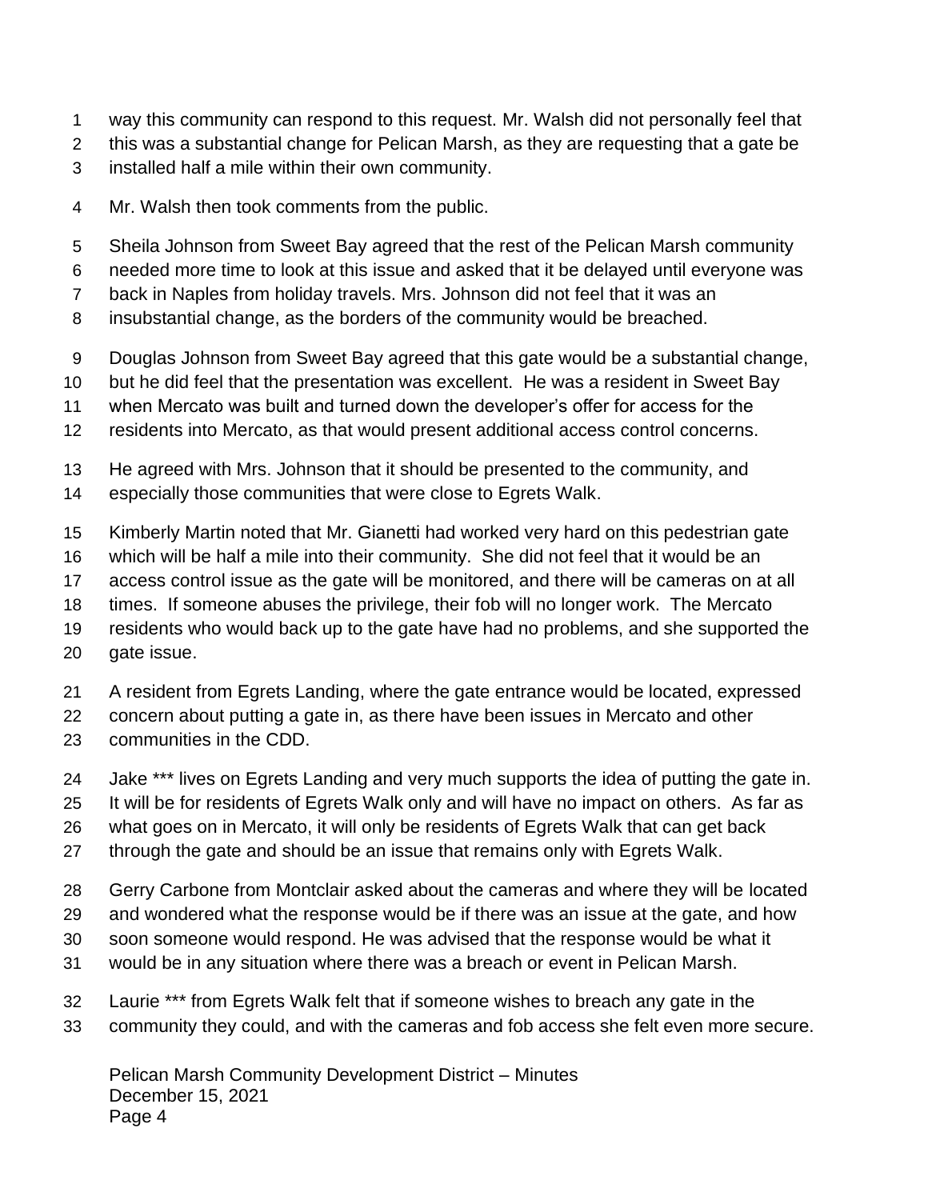way this community can respond to this request. Mr. Walsh did not personally feel that this was a substantial change for Pelican Marsh, as they are requesting that a gate be installed half a mile within their own community.

Mr. Walsh then took comments from the public.

Sheila Johnson from Sweet Bay agreed that the rest of the Pelican Marsh community needed more time to look at this issue and asked that it be delayed until everyone was back in Naples from holiday travels. Mrs. Johnson did not feel that it was an insubstantial change, as the borders of the community would be breached.

Douglas Johnson from Sweet Bay agreed that this gate would be a substantial change, but he did feel that the presentation was excellent. He was a resident in Sweet Bay when Mercato was built and turned down the developer's offer for access for the residents into Mercato, as that would present additional access control concerns.

He agreed with Mrs. Johnson that it should be presented to the community, and especially those communities that were close to Egrets Walk.

Kimberly Martin noted that Mr. Gianetti had worked very hard on this pedestrian gate which will be half a mile into their community. She did not feel that it would be an access control issue as the gate will be monitored, and there will be cameras on at all times. If someone abuses the privilege, their fob will no longer work. The Mercato residents who would back up to the gate have had no problems, and she supported the gate issue.

A resident from Egrets Landing, where the gate entrance would be located, expressed concern about putting a gate in, as there have been issues in Mercato and other communities in the CDD.

Jake *** lives on Egrets Landing and very much supports the idea of putting the gate in. It will be for residents of Egrets Walk only and will have no impact on others. As far as what goes on in Mercato, it will only be residents of Egrets Walk that can get back through the gate and should be an issue that remains only with Egrets Walk.

Gerry Carbone from Montclair asked about the cameras and where they will be located and wondered what the response would be if there was an issue at the gate, and how soon someone would respond. He was advised that the response would be what it would be in any situation where there was a breach or event in Pelican Marsh.

Laurie *** from Egrets Walk felt that if someone wishes to breach any gate in the community they could, and with the cameras and fob access she felt even more secure.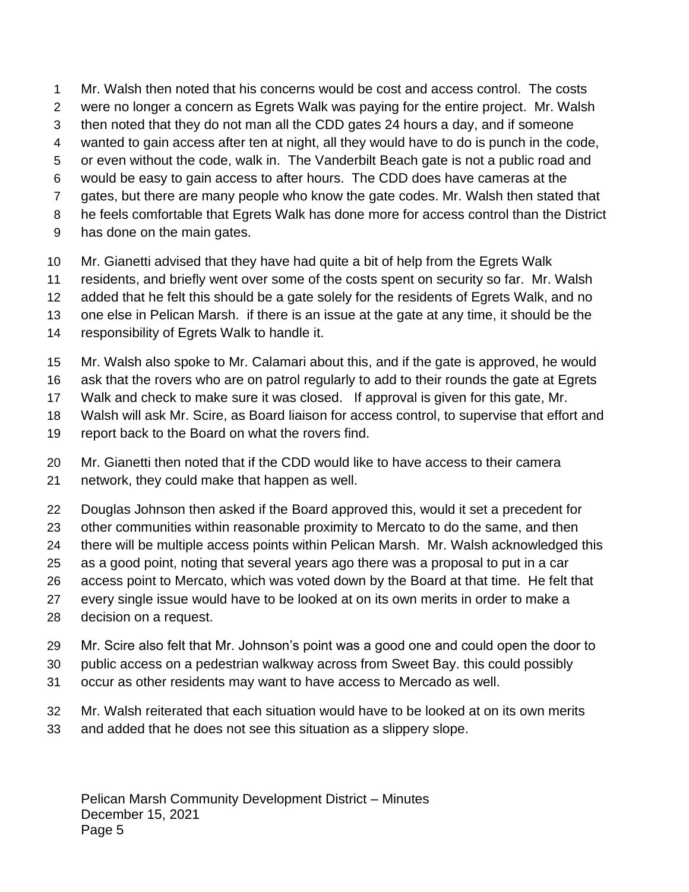Mr. Walsh then noted that his concerns would be cost and access control. The costs were no longer a concern as Egrets Walk was paying for the entire project. Mr. Walsh then noted that they do not man all the CDD gates 24 hours a day, and if someone wanted to gain access after ten at night, all they would have to do is punch in the code, or even without the code, walk in. The Vanderbilt Beach gate is not a public road and would be easy to gain access to after hours. The CDD does have cameras at the gates, but there are many people who know the gate codes. Mr. Walsh then stated that he feels comfortable that Egrets Walk has done more for access control than the District has done on the main gates.

Mr. Gianetti advised that they have had quite a bit of help from the Egrets Walk residents, and briefly went over some of the costs spent on security so far. Mr. Walsh added that he felt this should be a gate solely for the residents of Egrets Walk, and no one else in Pelican Marsh. if there is an issue at the gate at any time, it should be the responsibility of Egrets Walk to handle it.

Mr. Walsh also spoke to Mr. Calamari about this, and if the gate is approved, he would ask that the rovers who are on patrol regularly to add to their rounds the gate at Egrets Walk and check to make sure it was closed. If approval is given for this gate, Mr. Walsh will ask Mr. Scire, as Board liaison for access control, to supervise that effort and report back to the Board on what the rovers find.

Mr. Gianetti then noted that if the CDD would like to have access to their camera network, they could make that happen as well.

Douglas Johnson then asked if the Board approved this, would it set a precedent for other communities within reasonable proximity to Mercato to do the same, and then there will be multiple access points within Pelican Marsh. Mr. Walsh acknowledged this as a good point, noting that several years ago there was a proposal to put in a car access point to Mercato, which was voted down by the Board at that time. He felt that every single issue would have to be looked at on its own merits in order to make a decision on a request.

Mr. Scire also felt that Mr. Johnson's point was a good one and could open the door to public access on a pedestrian walkway across from Sweet Bay. this could possibly occur as other residents may want to have access to Mercado as well.

Mr. Walsh reiterated that each situation would have to be looked at on its own merits and added that he does not see this situation as a slippery slope.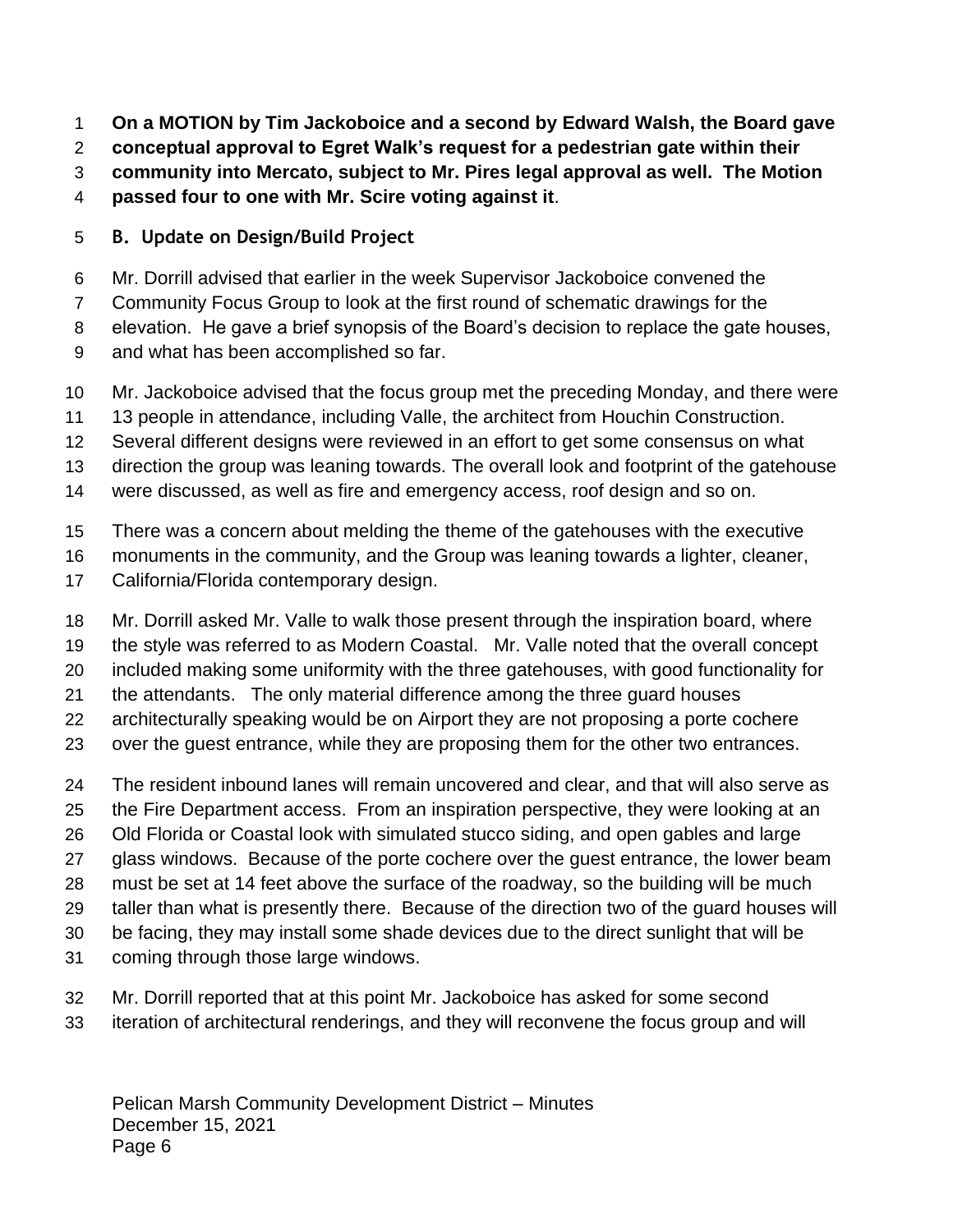**On a MOTION by Tim Jackoboice and a second by Edward Walsh, the Board gave conceptual approval to Egret Walk's request for a pedestrian gate within their community into Mercato, subject to Mr. Pires legal approval as well. The Motion passed four to one with Mr. Scire voting against it**.

### B. Update on Design/Build Project

Mr. Dorrill advised that earlier in the week Supervisor Jackoboice convened the Community Focus Group to look at the first round of schematic drawings for the elevation. He gave a brief synopsis of the Board's decision to replace the gate houses, and what has been accomplished so far.

Mr. Jackoboice advised that the focus group met the preceding Monday, and there were 13 people in attendance, including Valle, the architect from Houchin Construction. Several different designs were reviewed in an effort to get some consensus on what direction the group was leaning towards. The overall look and footprint of the gatehouse were discussed, as well as fire and emergency access, roof design and so on.

There was a concern about melding the theme of the gatehouses with the executive monuments in the community, and the Group was leaning towards a lighter, cleaner, California/Florida contemporary design.

Mr. Dorrill asked Mr. Valle to walk those present through the inspiration board, where the style was referred to as Modern Coastal. Mr. Valle noted that the overall concept included making some uniformity with the three gatehouses, with good functionality for the attendants. The only material difference among the three guard houses architecturally speaking would be on Airport they are not proposing a porte cochere over the guest entrance, while they are proposing them for the other two entrances.

The resident inbound lanes will remain uncovered and clear, and that will also serve as the Fire Department access. From an inspiration perspective, they were looking at an Old Florida or Coastal look with simulated stucco siding, and open gables and large glass windows. Because of the porte cochere over the guest entrance, the lower beam must be set at 14 feet above the surface of the roadway, so the building will be much taller than what is presently there. Because of the direction two of the guard houses will be facing, they may install some shade devices due to the direct sunlight that will be coming through those large windows.

Mr. Dorrill reported that at this point Mr. Jackoboice has asked for some second iteration of architectural renderings, and they will reconvene the focus group and will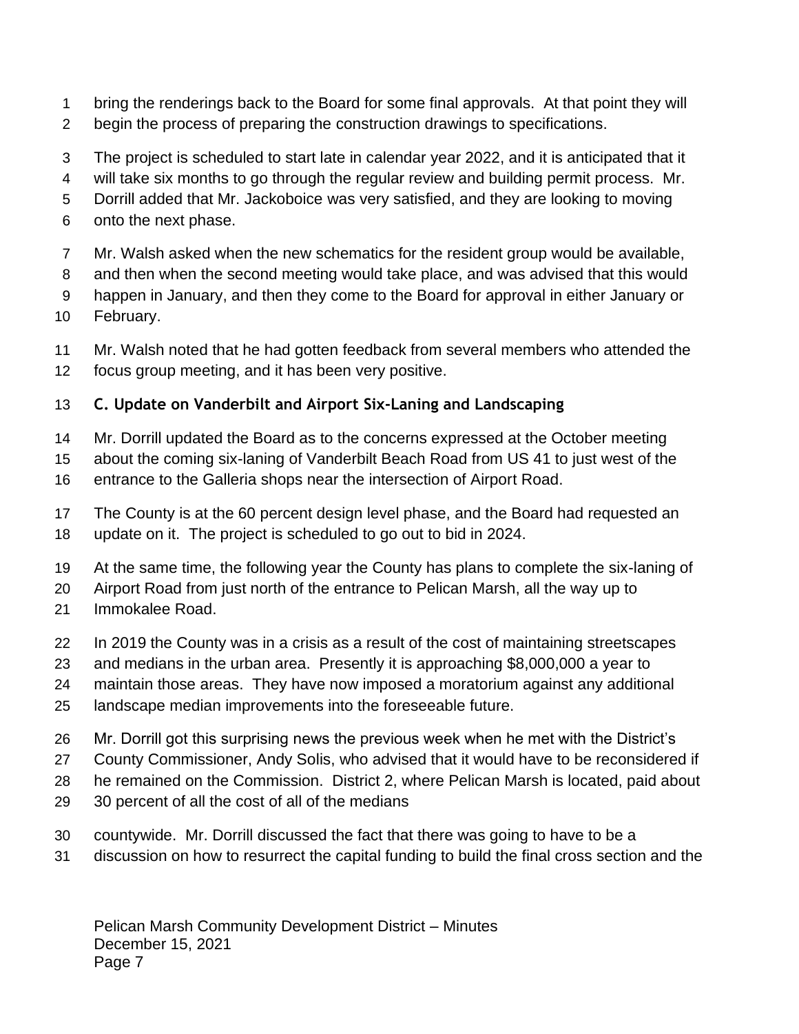bring the renderings back to the Board for some final approvals. At that point they will begin the process of preparing the construction drawings to specifications.

The project is scheduled to start late in calendar year 2022, and it is anticipated that it will take six months to go through the regular review and building permit process. Mr. Dorrill added that Mr. Jackoboice was very satisfied, and they are looking to moving onto the next phase.

Mr. Walsh asked when the new schematics for the resident group would be available, and then when the second meeting would take place, and was advised that this would happen in January, and then they come to the Board for approval in either January or February.

Mr. Walsh noted that he had gotten feedback from several members who attended the focus group meeting, and it has been very positive.

**C. Update on Vanderbilt and Airport Six-Laning and Landscaping**

Mr. Dorrill updated the Board as to the concerns expressed at the October meeting about the coming six-laning of Vanderbilt Beach Road from US 41 to just west of the entrance to the Galleria shops near the intersection of Airport Road.

The County is at the 60 percent design level phase, and the Board had requested an update on it. The project is scheduled to go out to bid in 2024.

At the same time, the following year the County has plans to complete the six-laning of Airport Road from just north of the entrance to Pelican Marsh, all the way up to Immokalee Road.

In 2019 the County was in a crisis as a result of the cost of maintaining streetscapes and medians in the urban area. Presently it is approaching $8,000,000 a year to maintain those areas. They have now imposed a moratorium against any additional landscape median improvements into the foreseeable future.

Mr. Dorrill got this surprising news the previous week when he met with the District's County Commissioner, Andy Solis, who advised that it would have to be reconsidered if he remained on the Commission. District 2, where Pelican Marsh is located, paid about 30 percent of all the cost of all of the medians countywide. Mr. Dorrill discussed the fact that there was going to have to be a discussion on how to resurrect the capital funding to build the final cross section and the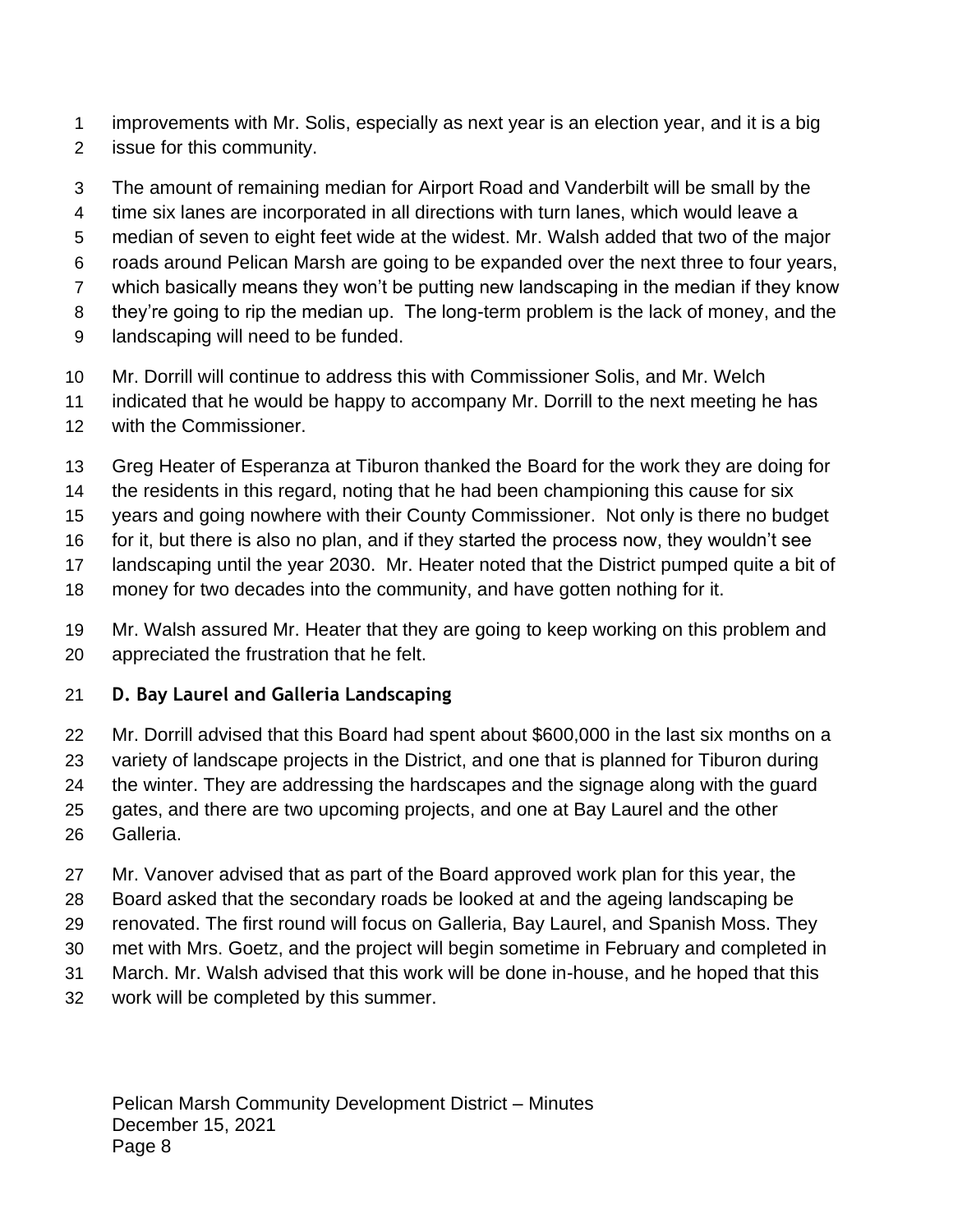improvements with Mr. Solis, especially as next year is an election year, and it is a big issue for this community.

The amount of remaining median for Airport Road and Vanderbilt will be small by the time six lanes are incorporated in all directions with turn lanes, which would leave a median of seven to eight feet wide at the widest. Mr. Walsh added that two of the major roads around Pelican Marsh are going to be expanded over the next three to four years, which basically means they won't be putting new landscaping in the median if they know they're going to rip the median up. The long-term problem is the lack of money, and the landscaping will need to be funded.

Mr. Dorrill will continue to address this with Commissioner Solis, and Mr. Welch indicated that he would be happy to accompany Mr. Dorrill to the next meeting he has with the Commissioner.

Greg Heater of Esperanza at Tiburon thanked the Board for the work they are doing for the residents in this regard, noting that he had been championing this cause for six years and going nowhere with their County Commissioner. Not only is there no budget for it, but there is also no plan, and if they started the process now, they wouldn't see landscaping until the year 2030. Mr. Heater noted that the District pumped quite a bit of money for two decades into the community, and have gotten nothing for it.

Mr. Walsh assured Mr. Heater that they are going to keep working on this problem and appreciated the frustration that he felt.

**D. Bay Laurel and Galleria Landscaping**

Mr. Dorrill advised that this Board had spent about $600,000 in the last six months on a variety of landscape projects in the District, and one that is planned for Tiburon during the winter. They are addressing the hardscapes and the signage along with the guard gates, and there are two upcoming projects, and one at Bay Laurel and the other Galleria.

Mr. Vanover advised that as part of the Board approved work plan for this year, the Board asked that the secondary roads be looked at and the ageing landscaping be renovated. The first round will focus on Galleria, Bay Laurel, and Spanish Moss. They met with Mrs. Goetz, and the project will begin sometime in February and completed in March. Mr. Walsh advised that this work will be done in-house, and he hoped that this work will be completed by this summer.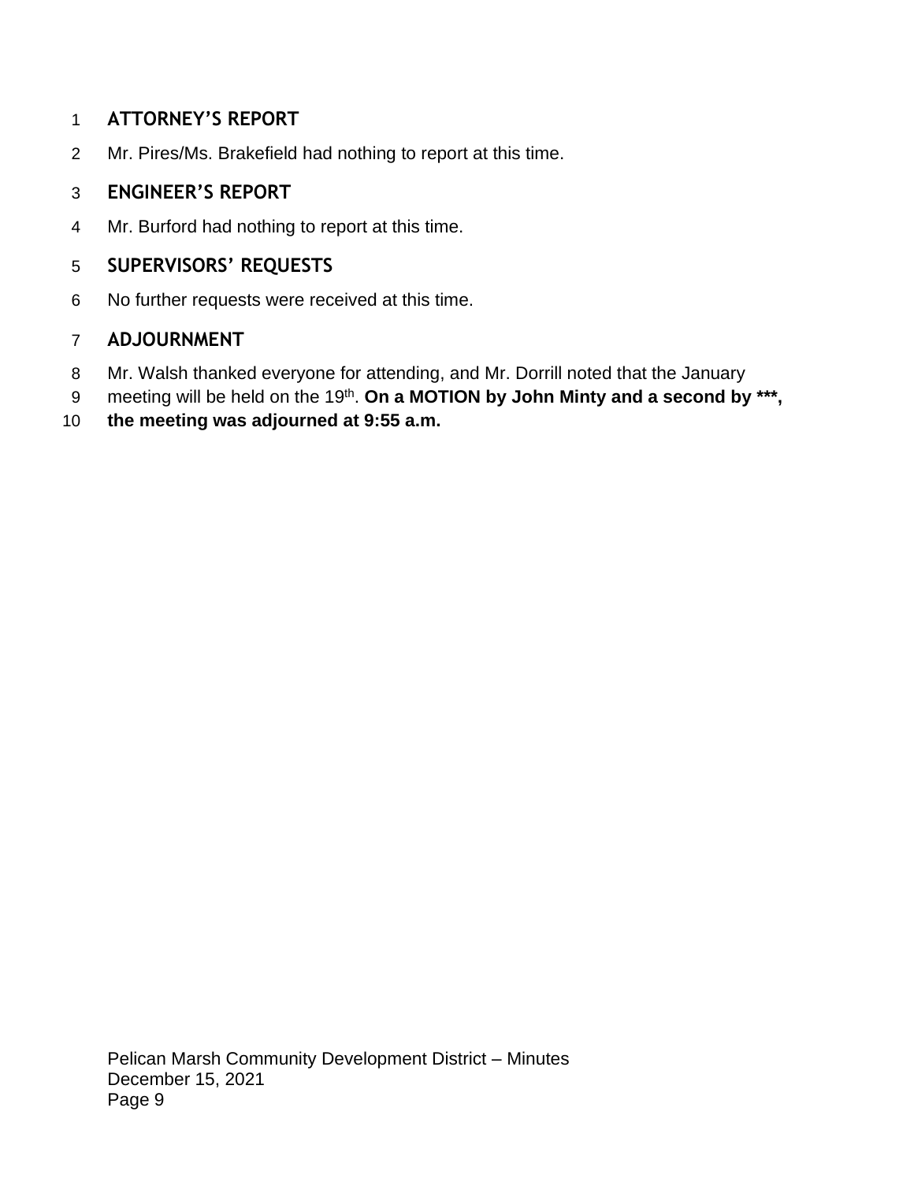## ATTORNEY'S REPORT

Mr. Pires/Ms. Brakefield had nothing to report at this time.

## ENGINEER'S REPORT

Mr. Burford had nothing to report at this time.

## SUPERVISORS' REQUESTS

No further requests were received at this time.

## ADJOURNMENT

Mr. Walsh thanked everyone for attending, and Mr. Dorrill noted that the January meeting will be held on the 19th. **On a MOTION by John Minty and a second by ***, the meeting was adjourned at 9:55 a.m.**